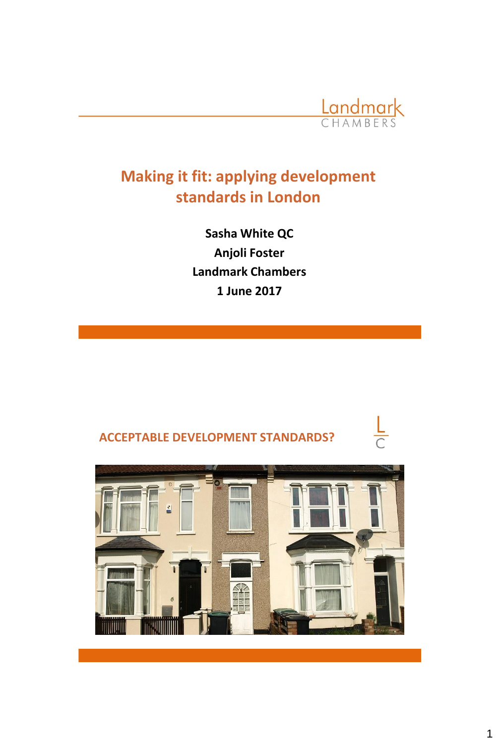Landmark
CHAMBERS

# Making it fit: applying development standards in London

**Sasha White QC**
**Anjoli Foster**
**Landmark Chambers**
**1 June 2017**

## ACCEPTABLE DEVELOPMENT STANDARDS?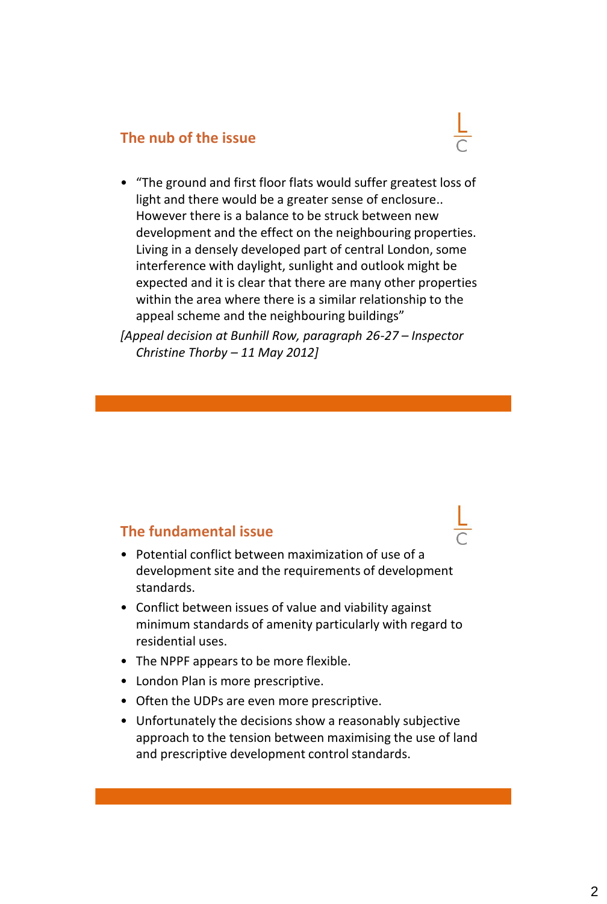## The nub of the issue

- "The ground and first floor flats would suffer greatest loss of light and there would be a greater sense of enclosure.. However there is a balance to be struck between new development and the effect on the neighbouring properties. Living in a densely developed part of central London, some interference with daylight, sunlight and outlook might be expected and it is clear that there are many other properties within the area where there is a similar relationship to the appeal scheme and the neighbouring buildings"

*[Appeal decision at Bunhill Row, paragraph 26-27 – Inspector Christine Thorby – 11 May 2012]*

## The fundamental issue

- Potential conflict between maximization of use of a development site and the requirements of development standards.
- Conflict between issues of value and viability against minimum standards of amenity particularly with regard to residential uses.
- The NPPF appears to be more flexible.
- London Plan is more prescriptive.
- Often the UDPs are even more prescriptive.
- Unfortunately the decisions show a reasonably subjective approach to the tension between maximising the use of land and prescriptive development control standards.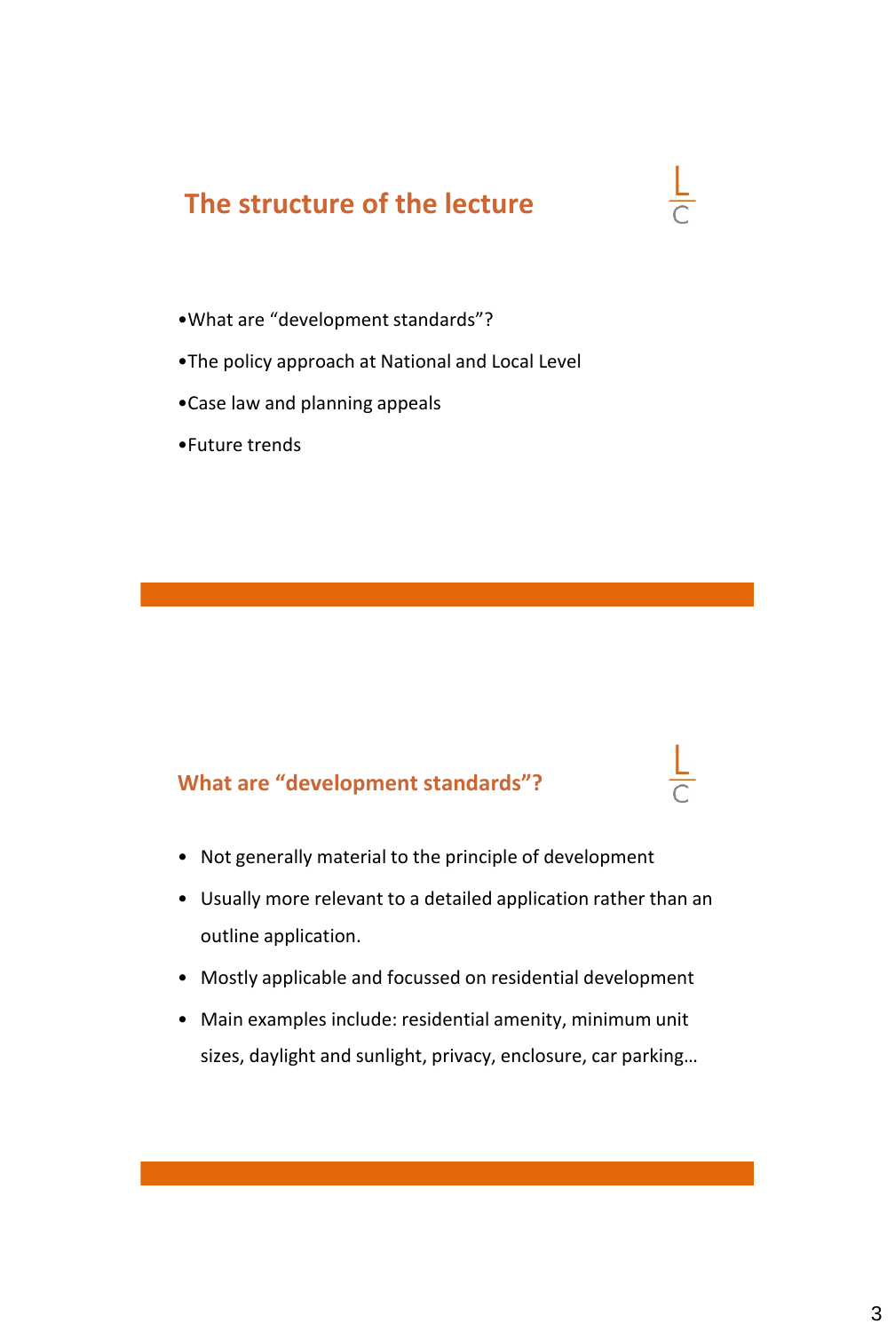## The structure of the lecture

- What are "development standards"?
- The policy approach at National and Local Level
- Case law and planning appeals
- Future trends

## What are "development standards"?

- Not generally material to the principle of development
- Usually more relevant to a detailed application rather than an outline application.
- Mostly applicable and focussed on residential development
- Main examples include: residential amenity, minimum unit sizes, daylight and sunlight, privacy, enclosure, car parking…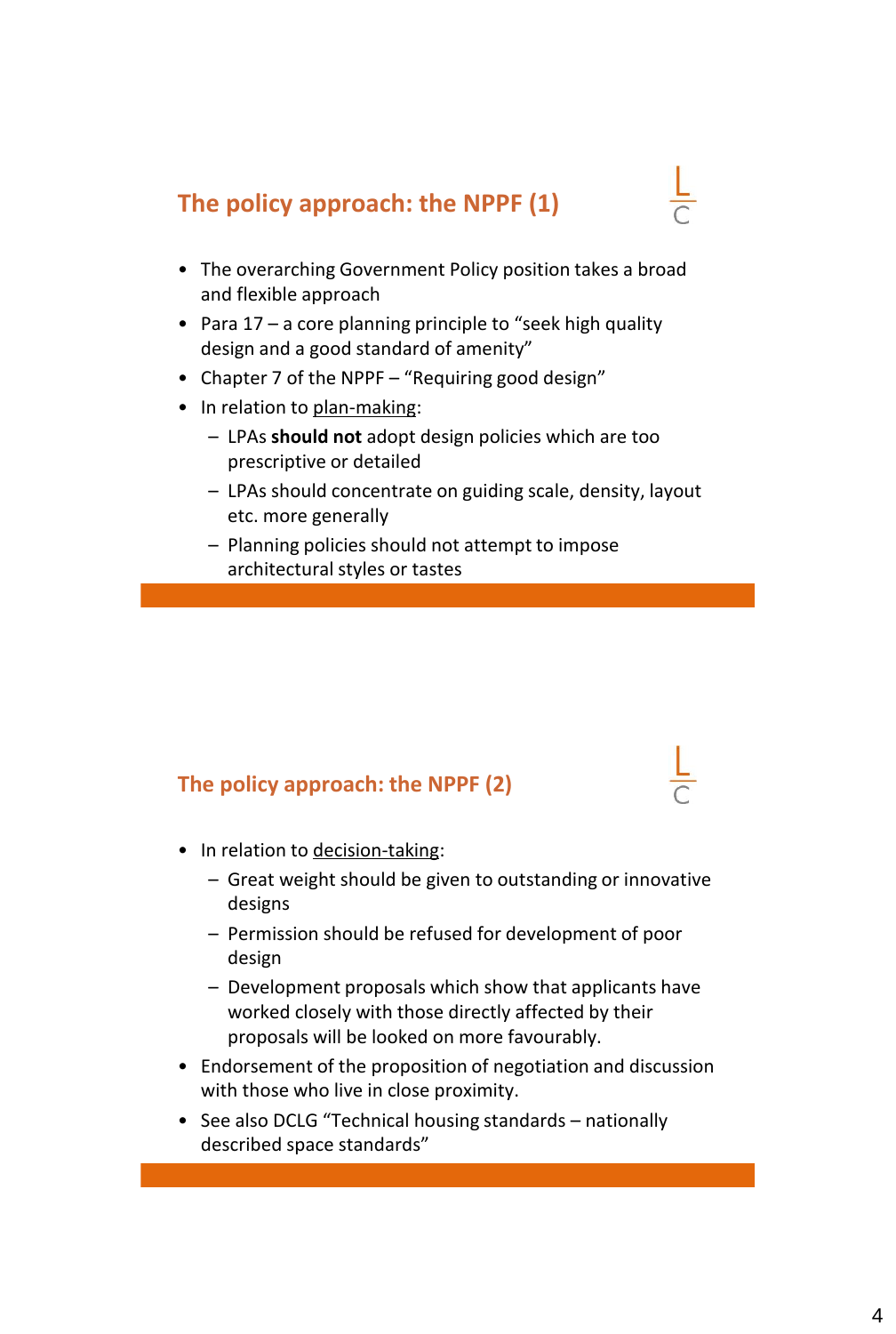## The policy approach: the NPPF (1)

- The overarching Government Policy position takes a broad and flexible approach
- Para 17 – a core planning principle to "seek high quality design and a good standard of amenity"
- Chapter 7 of the NPPF – "Requiring good design"
- In relation to plan-making:
  - LPAs **should not** adopt design policies which are too prescriptive or detailed
  - LPAs should concentrate on guiding scale, density, layout etc. more generally
  - Planning policies should not attempt to impose architectural styles or tastes

## The policy approach: the NPPF (2)

- In relation to decision-taking:
  - Great weight should be given to outstanding or innovative designs
  - Permission should be refused for development of poor design
  - Development proposals which show that applicants have worked closely with those directly affected by their proposals will be looked on more favourably.
- Endorsement of the proposition of negotiation and discussion with those who live in close proximity.
- See also DCLG "Technical housing standards – nationally described space standards"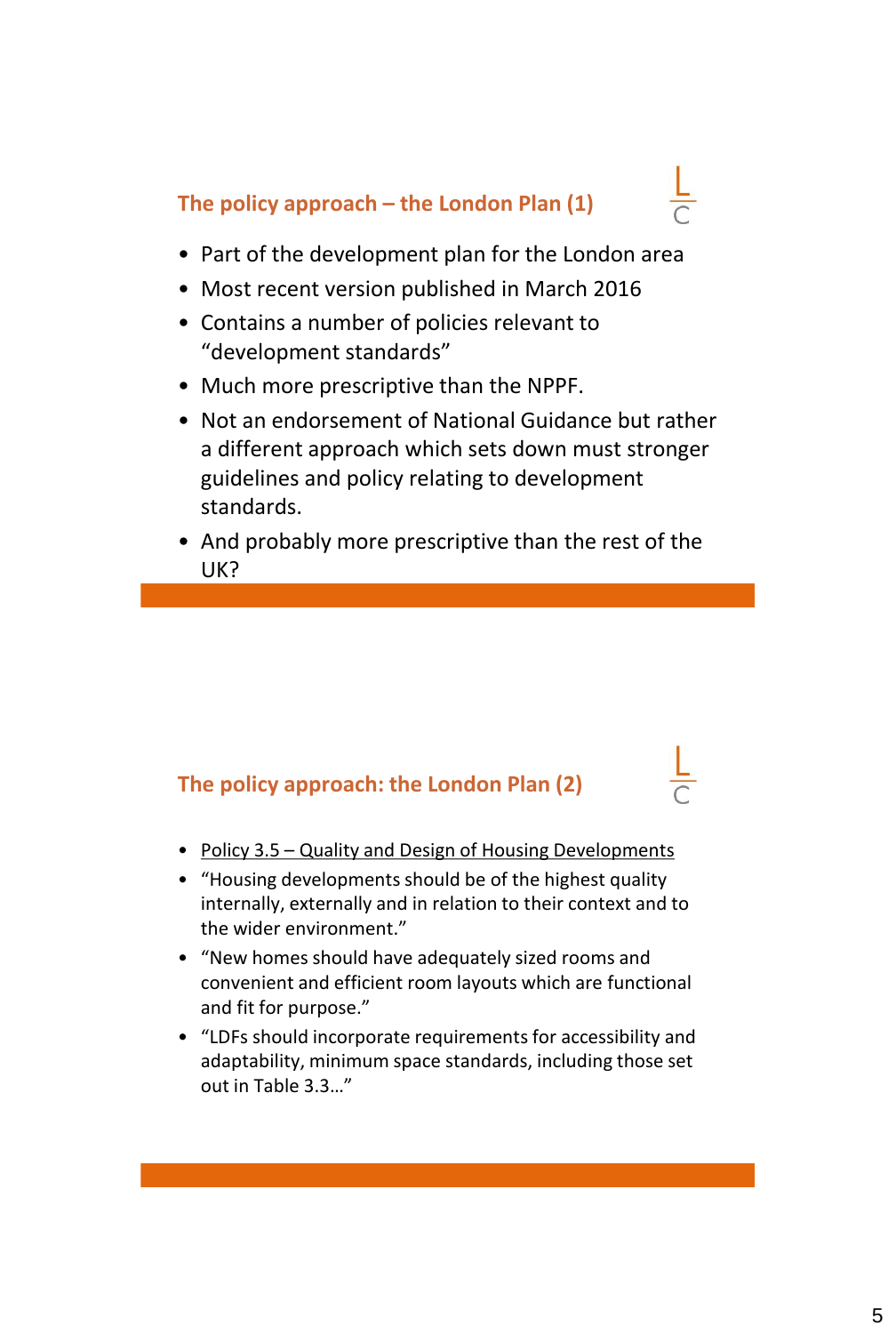## The policy approach – the London Plan (1)

- Part of the development plan for the London area
- Most recent version published in March 2016
- Contains a number of policies relevant to "development standards"
- Much more prescriptive than the NPPF.
- Not an endorsement of National Guidance but rather a different approach which sets down must stronger guidelines and policy relating to development standards.
- And probably more prescriptive than the rest of the UK?

## The policy approach: the London Plan (2)

- Policy 3.5 – Quality and Design of Housing Developments
- "Housing developments should be of the highest quality internally, externally and in relation to their context and to the wider environment."
- "New homes should have adequately sized rooms and convenient and efficient room layouts which are functional and fit for purpose."
- "LDFs should incorporate requirements for accessibility and adaptability, minimum space standards, including those set out in Table 3.3…"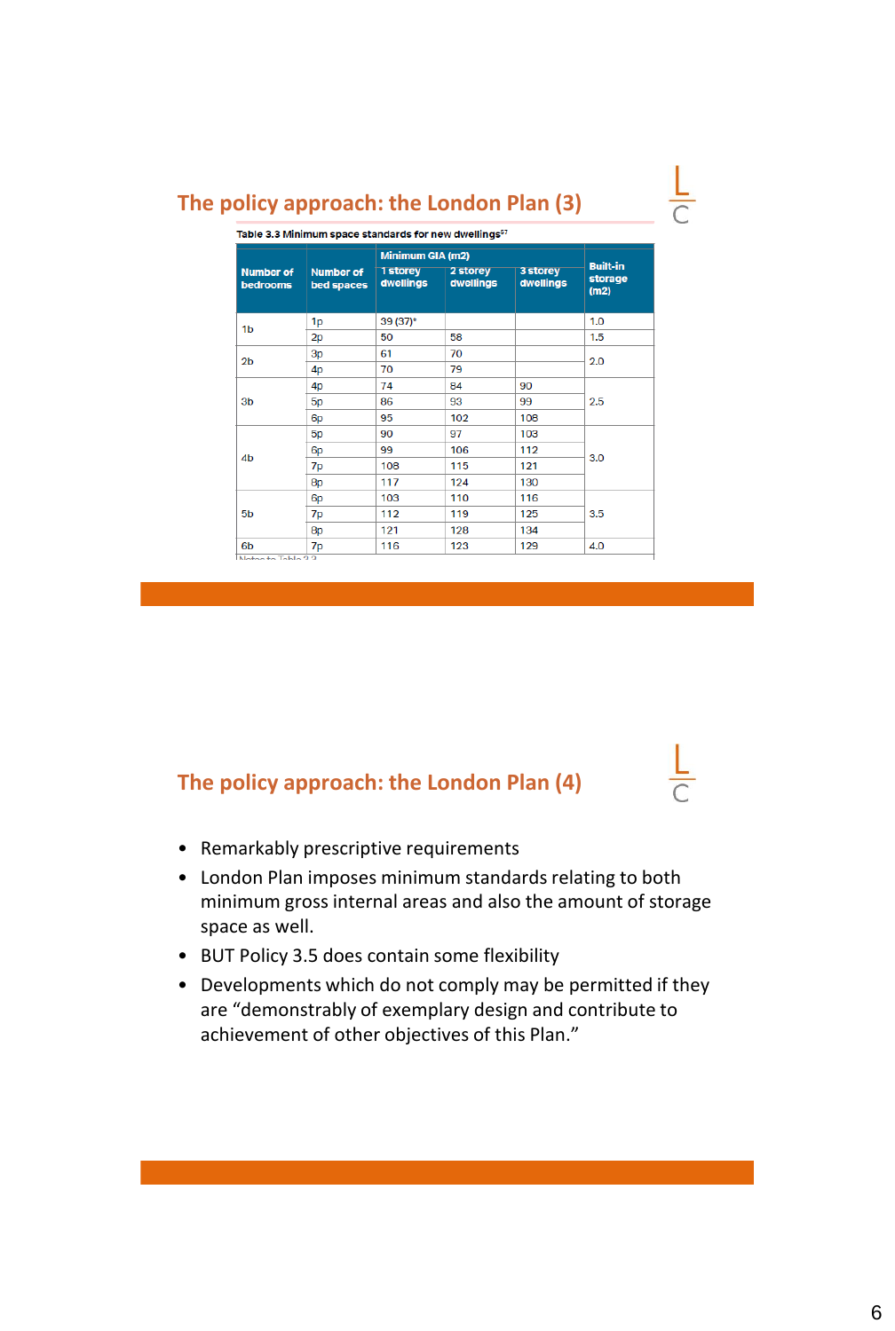## The policy approach: the London Plan (3)

Table 3.3 Minimum space standards for new dwellings[57]

| Number of bedrooms | Number of bed spaces | Minimum GIA (m2) | | | Built-in storage (m2) |
|---|---|---|---|---|---|
| | | 1 storey dwellings | 2 storey dwellings | 3 storey dwellings | |
| 1b | 1p | 39 (37)* | | | 1.0 |
| | 2p | 50 | 58 | | 1.5 |
| 2b | 3p | 61 | 70 | | 2.0 |
| | 4p | 70 | 79 | | |
| 3b | 4p | 74 | 84 | 90 | 2.5 |
| | 5p | 86 | 93 | 99 | |
| | 6p | 95 | 102 | 108 | |
| 4b | 5p | 90 | 97 | 103 | 3.0 |
| | 6p | 99 | 106 | 112 | |
| | 7p | 108 | 115 | 121 | |
| | 8p | 117 | 124 | 130 | |
| 5b | 6p | 103 | 110 | 116 | 3.5 |
| | 7p | 112 | 119 | 125 | |
| | 8p | 121 | 128 | 134 | |
| 6b | 7p | 116 | 123 | 129 | 4.0 |

## The policy approach: the London Plan (4)

- Remarkably prescriptive requirements
- London Plan imposes minimum standards relating to both minimum gross internal areas and also the amount of storage space as well.
- BUT Policy 3.5 does contain some flexibility
- Developments which do not comply may be permitted if they are "demonstrably of exemplary design and contribute to achievement of other objectives of this Plan."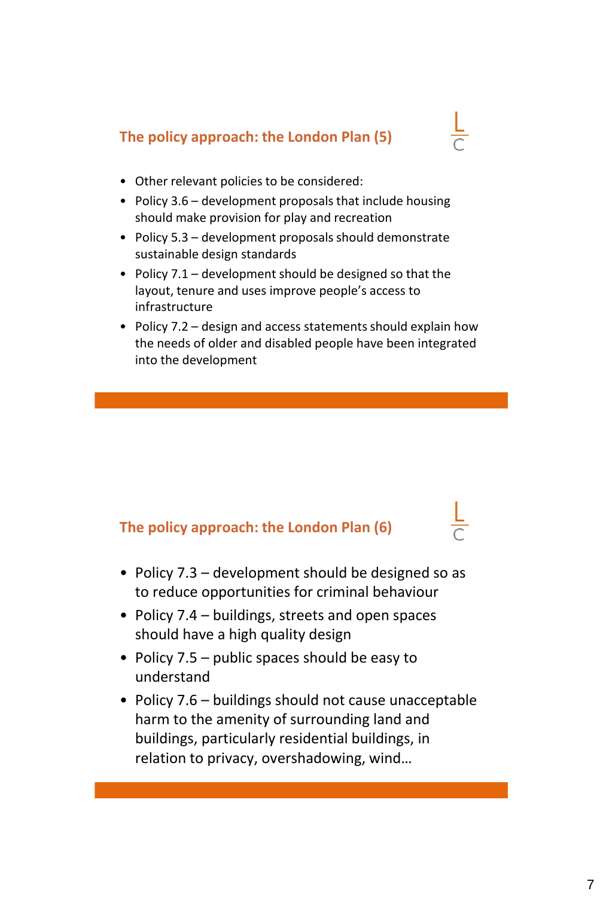## The policy approach: the London Plan (5)

- Other relevant policies to be considered:
- Policy 3.6 – development proposals that include housing should make provision for play and recreation
- Policy 5.3 – development proposals should demonstrate sustainable design standards
- Policy 7.1 – development should be designed so that the layout, tenure and uses improve people's access to infrastructure
- Policy 7.2 – design and access statements should explain how the needs of older and disabled people have been integrated into the development

## The policy approach: the London Plan (6)

- Policy 7.3 – development should be designed so as to reduce opportunities for criminal behaviour
- Policy 7.4 – buildings, streets and open spaces should have a high quality design
- Policy 7.5 – public spaces should be easy to understand
- Policy 7.6 – buildings should not cause unacceptable harm to the amenity of surrounding land and buildings, particularly residential buildings, in relation to privacy, overshadowing, wind…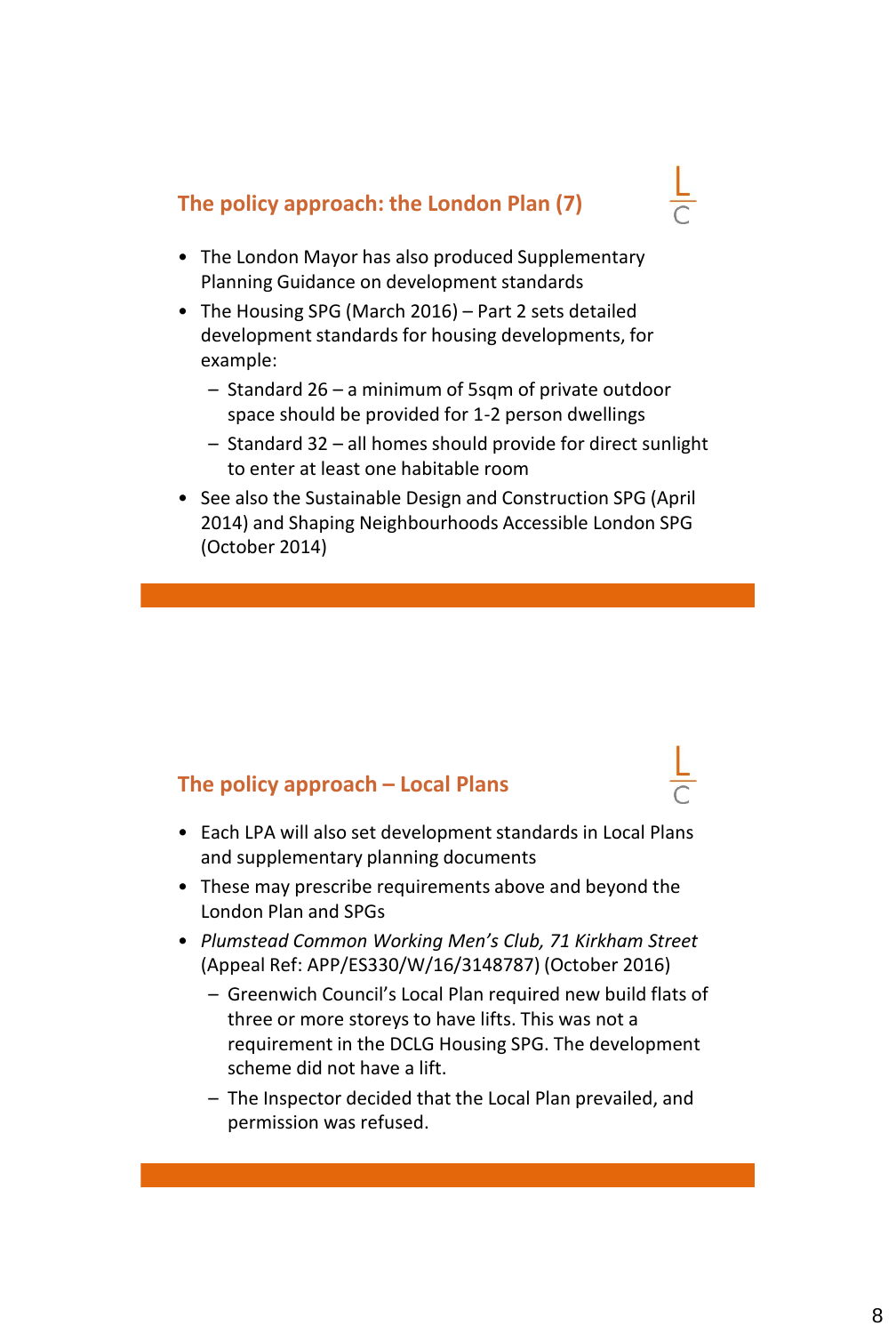## The policy approach: the London Plan (7)

- The London Mayor has also produced Supplementary Planning Guidance on development standards
- The Housing SPG (March 2016) – Part 2 sets detailed development standards for housing developments, for example:
  - Standard 26 – a minimum of 5sqm of private outdoor space should be provided for 1-2 person dwellings
  - Standard 32 – all homes should provide for direct sunlight to enter at least one habitable room
- See also the Sustainable Design and Construction SPG (April 2014) and Shaping Neighbourhoods Accessible London SPG (October 2014)

## The policy approach – Local Plans

- Each LPA will also set development standards in Local Plans and supplementary planning documents
- These may prescribe requirements above and beyond the London Plan and SPGs
- *Plumstead Common Working Men's Club, 71 Kirkham Street* (Appeal Ref: APP/ES330/W/16/3148787) (October 2016)
  - Greenwich Council's Local Plan required new build flats of three or more storeys to have lifts. This was not a requirement in the DCLG Housing SPG. The development scheme did not have a lift.
  - The Inspector decided that the Local Plan prevailed, and permission was refused.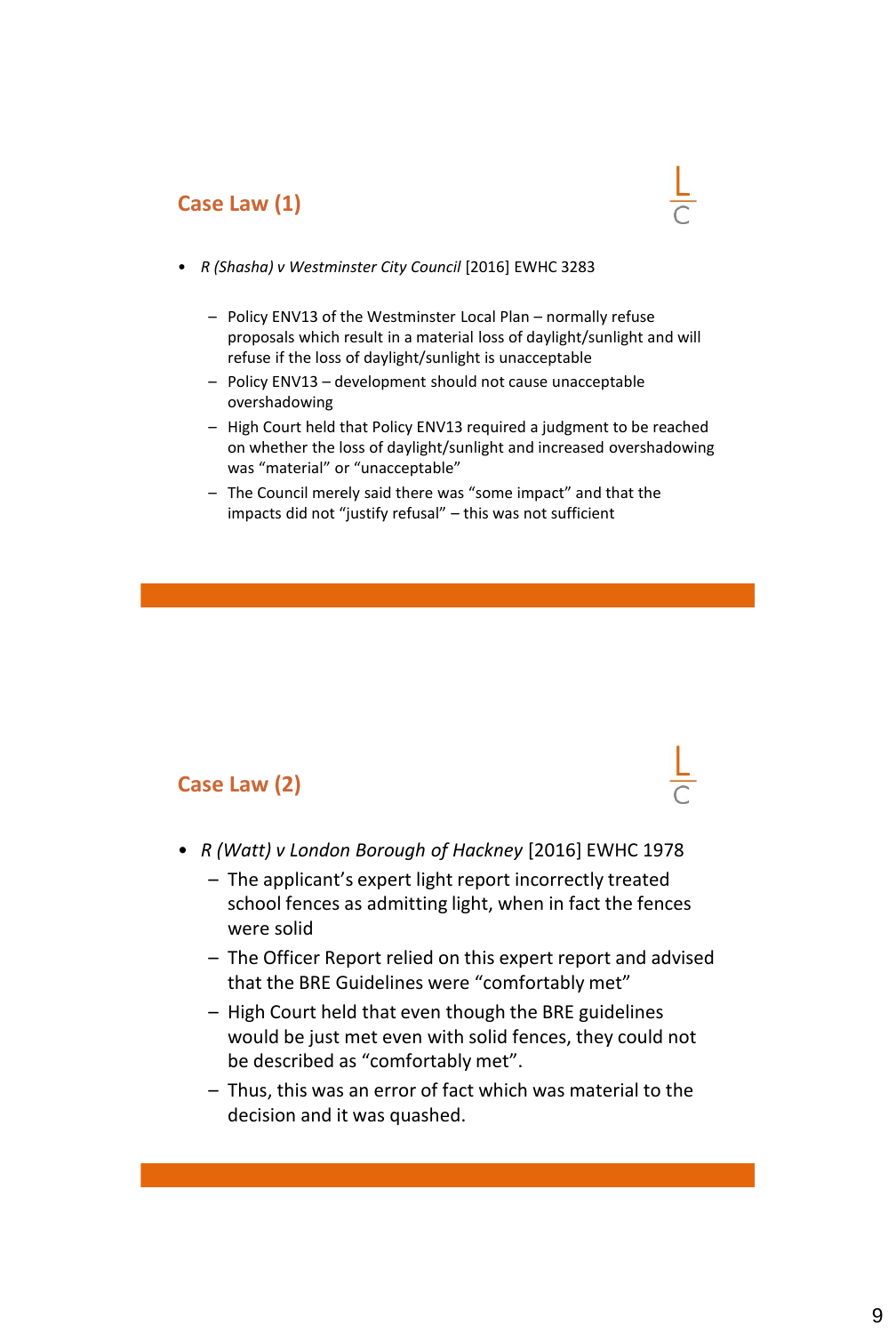## Case Law (1)

- *R (Shasha) v Westminster City Council* [2016] EWHC 3283
  - Policy ENV13 of the Westminster Local Plan – normally refuse proposals which result in a material loss of daylight/sunlight and will refuse if the loss of daylight/sunlight is unacceptable
  - Policy ENV13 – development should not cause unacceptable overshadowing
  - High Court held that Policy ENV13 required a judgment to be reached on whether the loss of daylight/sunlight and increased overshadowing was "material" or "unacceptable"
  - The Council merely said there was "some impact" and that the impacts did not "justify refusal" – this was not sufficient

## Case Law (2)

- *R (Watt) v London Borough of Hackney* [2016] EWHC 1978
  - The applicant's expert light report incorrectly treated school fences as admitting light, when in fact the fences were solid
  - The Officer Report relied on this expert report and advised that the BRE Guidelines were "comfortably met"
  - High Court held that even though the BRE guidelines would be just met even with solid fences, they could not be described as "comfortably met".
  - Thus, this was an error of fact which was material to the decision and it was quashed.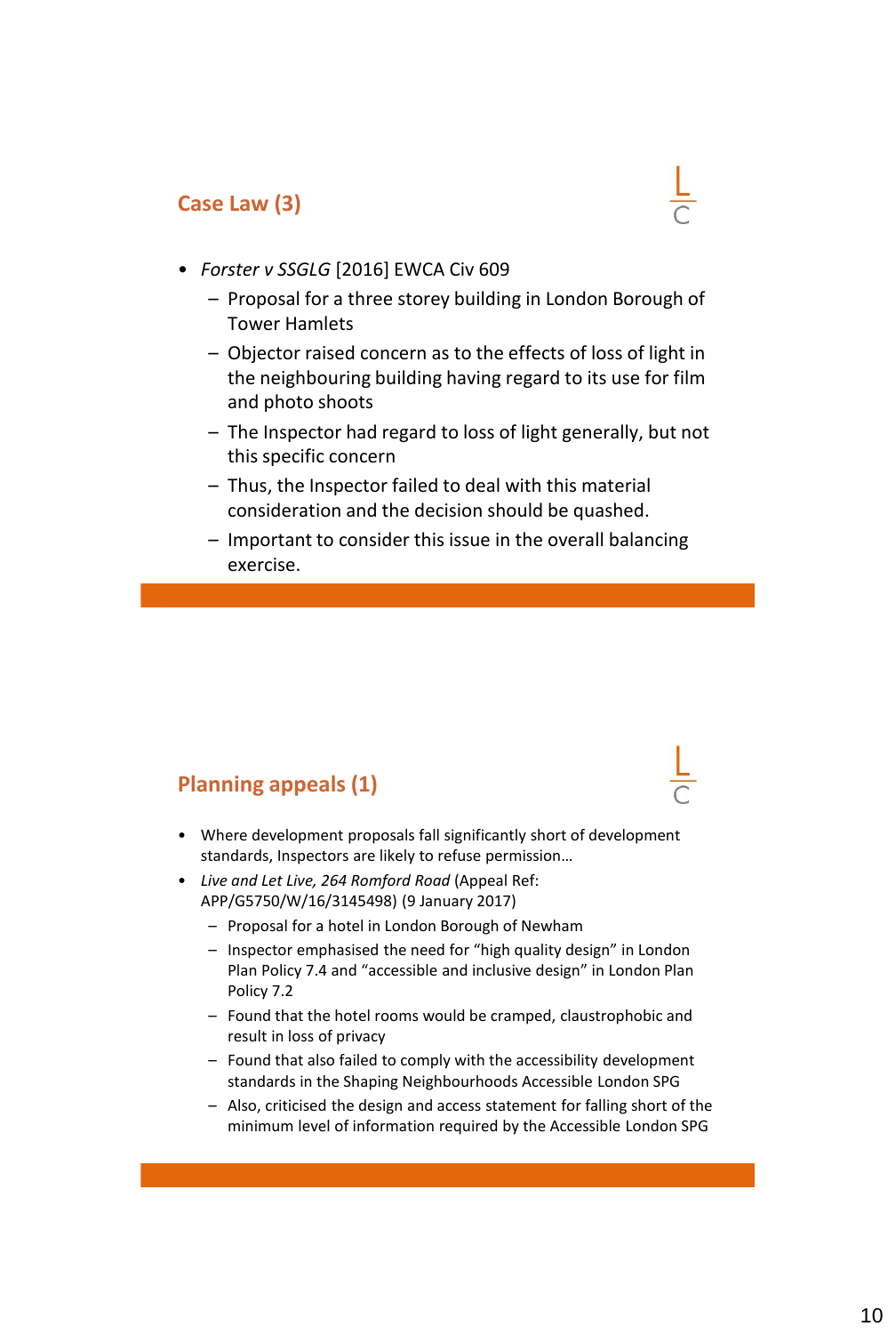## Case Law (3)

- *Forster v SSGLG* [2016] EWCA Civ 609
  - Proposal for a three storey building in London Borough of Tower Hamlets
  - Objector raised concern as to the effects of loss of light in the neighbouring building having regard to its use for film and photo shoots
  - The Inspector had regard to loss of light generally, but not this specific concern
  - Thus, the Inspector failed to deal with this material consideration and the decision should be quashed.
  - Important to consider this issue in the overall balancing exercise.

## Planning appeals (1)

- Where development proposals fall significantly short of development standards, Inspectors are likely to refuse permission…
- *Live and Let Live, 264 Romford Road* (Appeal Ref: APP/G5750/W/16/3145498) (9 January 2017)
  - Proposal for a hotel in London Borough of Newham
  - Inspector emphasised the need for "high quality design" in London Plan Policy 7.4 and "accessible and inclusive design" in London Plan Policy 7.2
  - Found that the hotel rooms would be cramped, claustrophobic and result in loss of privacy
  - Found that also failed to comply with the accessibility development standards in the Shaping Neighbourhoods Accessible London SPG
  - Also, criticised the design and access statement for falling short of the minimum level of information required by the Accessible London SPG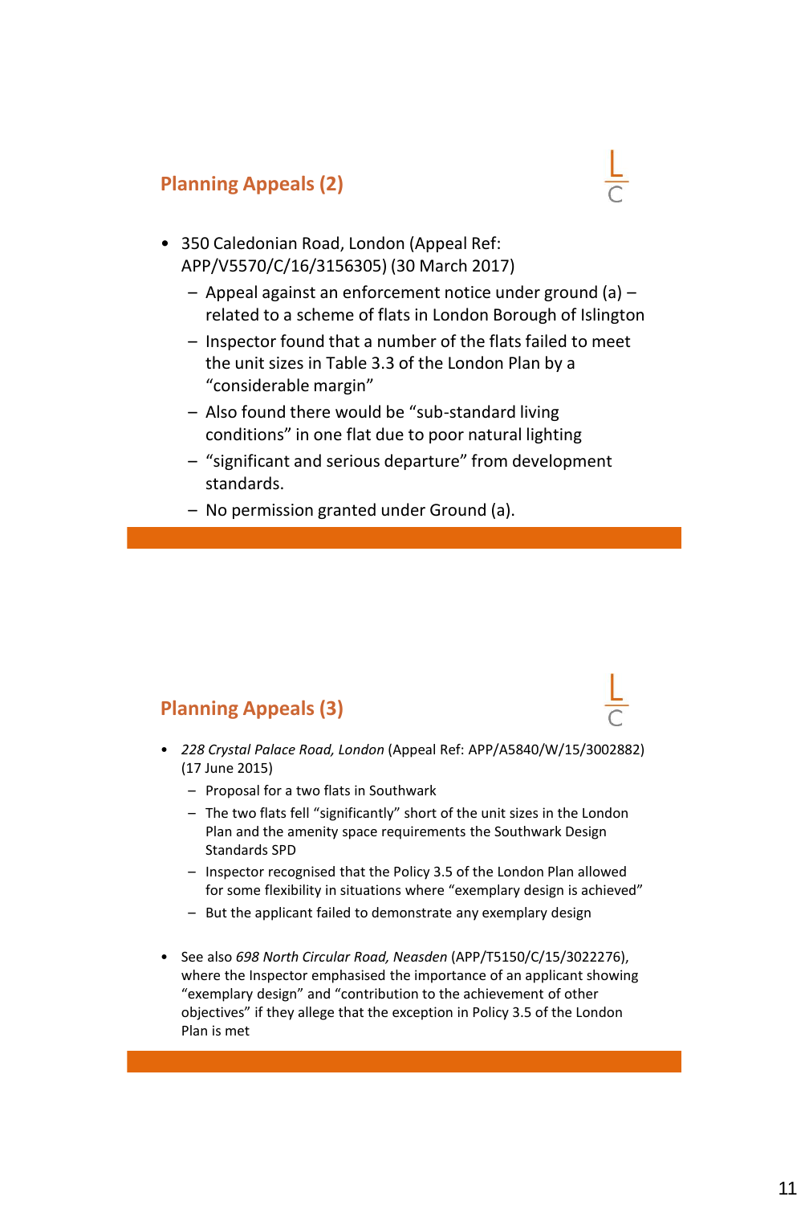## Planning Appeals (2)

- 350 Caledonian Road, London (Appeal Ref: APP/V5570/C/16/3156305) (30 March 2017)
  - Appeal against an enforcement notice under ground (a) – related to a scheme of flats in London Borough of Islington
  - Inspector found that a number of the flats failed to meet the unit sizes in Table 3.3 of the London Plan by a "considerable margin"
  - Also found there would be "sub-standard living conditions" in one flat due to poor natural lighting
  - "significant and serious departure" from development standards.
  - No permission granted under Ground (a).

## Planning Appeals (3)

- *228 Crystal Palace Road, London* (Appeal Ref: APP/A5840/W/15/3002882) (17 June 2015)
  - Proposal for a two flats in Southwark
  - The two flats fell "significantly" short of the unit sizes in the London Plan and the amenity space requirements the Southwark Design Standards SPD
  - Inspector recognised that the Policy 3.5 of the London Plan allowed for some flexibility in situations where "exemplary design is achieved"
  - But the applicant failed to demonstrate any exemplary design

- See also *698 North Circular Road, Neasden* (APP/T5150/C/15/3022276), where the Inspector emphasised the importance of an applicant showing "exemplary design" and "contribution to the achievement of other objectives" if they allege that the exception in Policy 3.5 of the London Plan is met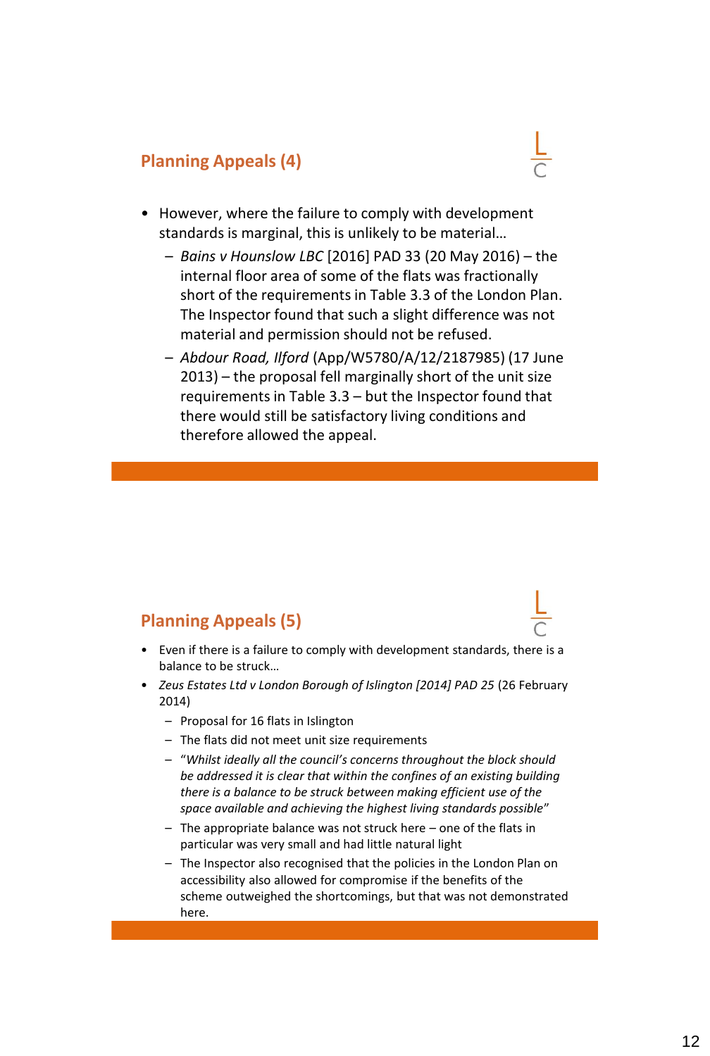## Planning Appeals (4)

- However, where the failure to comply with development standards is marginal, this is unlikely to be material…
  - *Bains v Hounslow LBC* [2016] PAD 33 (20 May 2016) – the internal floor area of some of the flats was fractionally short of the requirements in Table 3.3 of the London Plan. The Inspector found that such a slight difference was not material and permission should not be refused.
  - *Abdour Road, Ilford* (App/W5780/A/12/2187985) (17 June 2013) – the proposal fell marginally short of the unit size requirements in Table 3.3 – but the Inspector found that there would still be satisfactory living conditions and therefore allowed the appeal.

## Planning Appeals (5)

- Even if there is a failure to comply with development standards, there is a balance to be struck…
- *Zeus Estates Ltd v London Borough of Islington [2014] PAD 25* (26 February 2014)
  - Proposal for 16 flats in Islington
  - The flats did not meet unit size requirements
  - "*Whilst ideally all the council's concerns throughout the block should be addressed it is clear that within the confines of an existing building there is a balance to be struck between making efficient use of the space available and achieving the highest living standards possible*"
  - The appropriate balance was not struck here – one of the flats in particular was very small and had little natural light
  - The Inspector also recognised that the policies in the London Plan on accessibility also allowed for compromise if the benefits of the scheme outweighed the shortcomings, but that was not demonstrated here.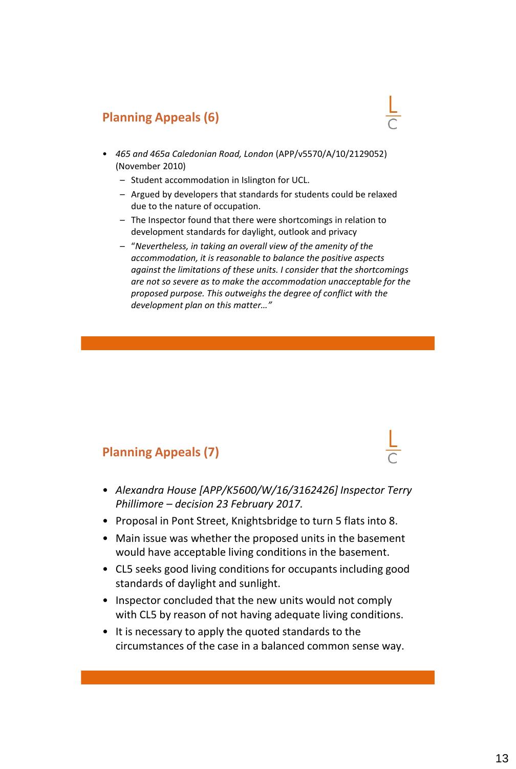## Planning Appeals (6)

- *465 and 465a Caledonian Road, London* (APP/v5570/A/10/2129052) (November 2010)
  - Student accommodation in Islington for UCL.
  - Argued by developers that standards for students could be relaxed due to the nature of occupation.
  - The Inspector found that there were shortcomings in relation to development standards for daylight, outlook and privacy
  - "*Nevertheless, in taking an overall view of the amenity of the accommodation, it is reasonable to balance the positive aspects against the limitations of these units. I consider that the shortcomings are not so severe as to make the accommodation unacceptable for the proposed purpose. This outweighs the degree of conflict with the development plan on this matter…*"

## Planning Appeals (7)

- *Alexandra House [APP/K5600/W/16/3162426] Inspector Terry Phillimore – decision 23 February 2017.*
- Proposal in Pont Street, Knightsbridge to turn 5 flats into 8.
- Main issue was whether the proposed units in the basement would have acceptable living conditions in the basement.
- CL5 seeks good living conditions for occupants including good standards of daylight and sunlight.
- Inspector concluded that the new units would not comply with CL5 by reason of not having adequate living conditions.
- It is necessary to apply the quoted standards to the circumstances of the case in a balanced common sense way.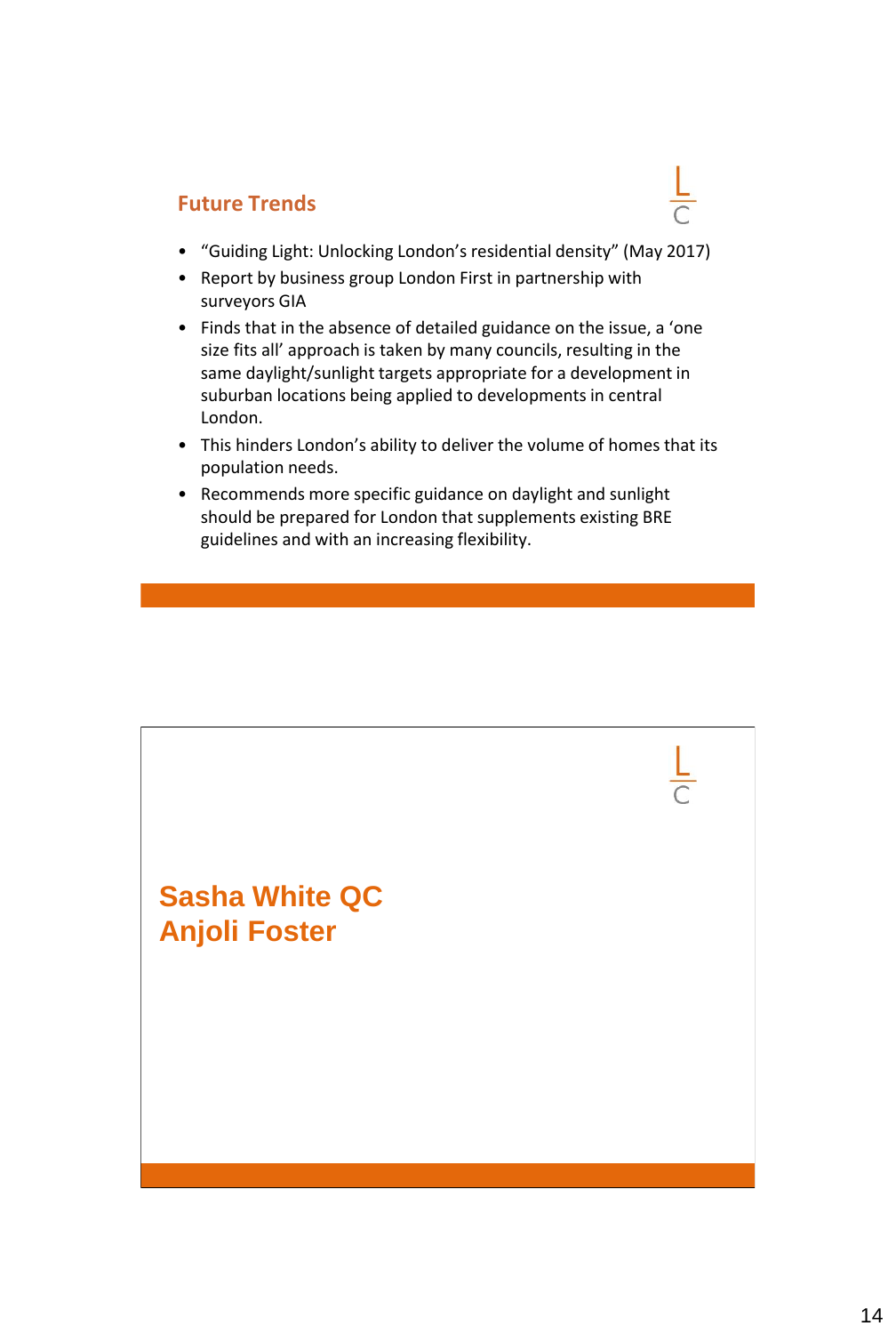## Future Trends

- "Guiding Light: Unlocking London's residential density" (May 2017)
- Report by business group London First in partnership with surveyors GIA
- Finds that in the absence of detailed guidance on the issue, a 'one size fits all' approach is taken by many councils, resulting in the same daylight/sunlight targets appropriate for a development in suburban locations being applied to developments in central London.
- This hinders London's ability to deliver the volume of homes that its population needs.
- Recommends more specific guidance on daylight and sunlight should be prepared for London that supplements existing BRE guidelines and with an increasing flexibility.

## Sasha White QC
## Anjoli Foster